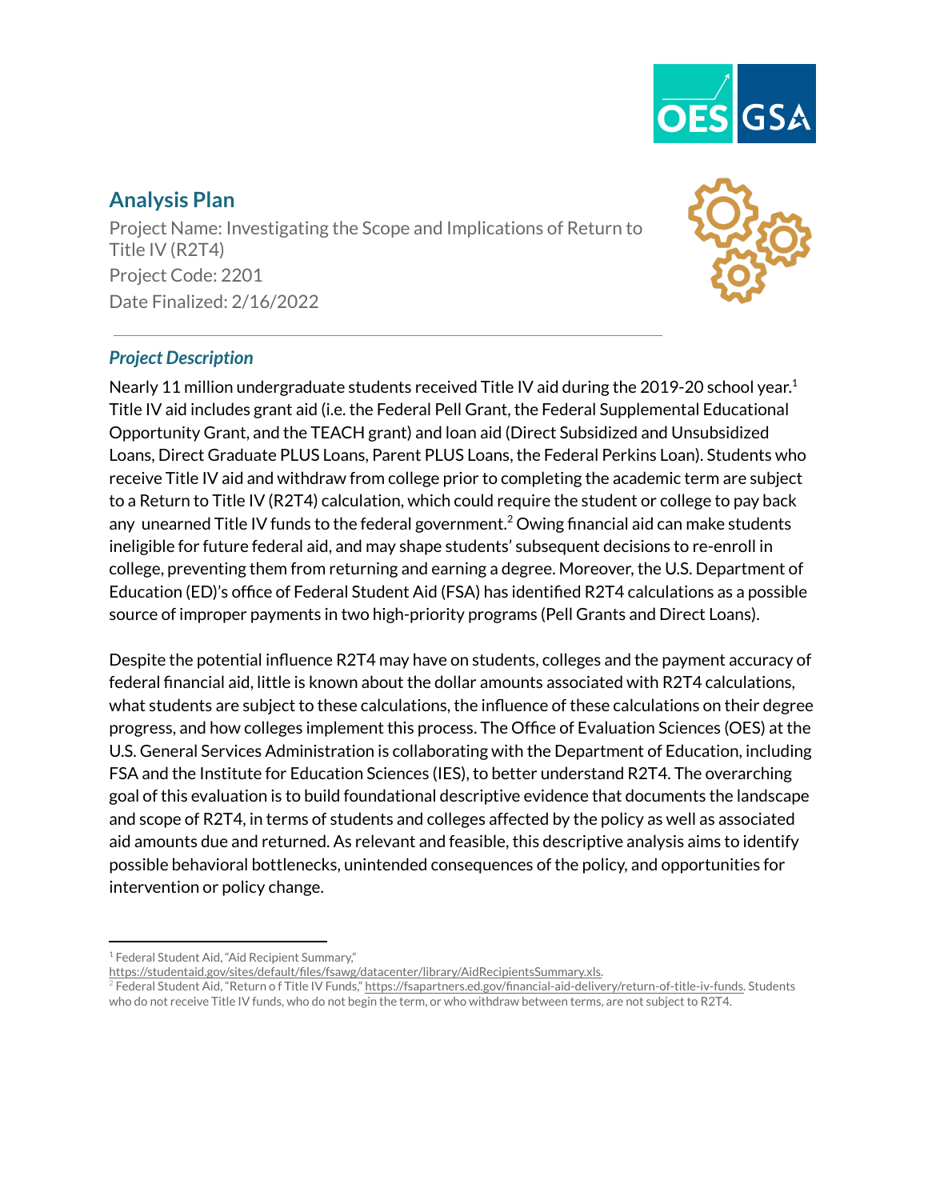## Analysis Plan

Project Name: Investigating the Scope and Implications of Return to Title IV (R2T4)
Project Code: 2201
Date Finalized: 2/16/2022

### *Project Description*

Nearly 11 million undergraduate students received Title IV aid during the 2019-20 school year.[1] Title IV aid includes grant aid (i.e. the Federal Pell Grant, the Federal Supplemental Educational Opportunity Grant, and the TEACH grant) and loan aid (Direct Subsidized and Unsubsidized Loans, Direct Graduate PLUS Loans, Parent PLUS Loans, the Federal Perkins Loan). Students who receive Title IV aid and withdraw from college prior to completing the academic term are subject to a Return to Title IV (R2T4) calculation, which could require the student or college to pay back any unearned Title IV funds to the federal government.[2] Owing financial aid can make students ineligible for future federal aid, and may shape students' subsequent decisions to re-enroll in college, preventing them from returning and earning a degree. Moreover, the U.S. Department of Education (ED)'s office of Federal Student Aid (FSA) has identified R2T4 calculations as a possible source of improper payments in two high-priority programs (Pell Grants and Direct Loans).

Despite the potential influence R2T4 may have on students, colleges and the payment accuracy of federal financial aid, little is known about the dollar amounts associated with R2T4 calculations, what students are subject to these calculations, the influence of these calculations on their degree progress, and how colleges implement this process. The Office of Evaluation Sciences (OES) at the U.S. General Services Administration is collaborating with the Department of Education, including FSA and the Institute for Education Sciences (IES), to better understand R2T4. The overarching goal of this evaluation is to build foundational descriptive evidence that documents the landscape and scope of R2T4, in terms of students and colleges affected by the policy as well as associated aid amounts due and returned. As relevant and feasible, this descriptive analysis aims to identify possible behavioral bottlenecks, unintended consequences of the policy, and opportunities for intervention or policy change.

---

[1] Federal Student Aid, "Aid Recipient Summary," https://studentaid.gov/sites/default/files/fsawg/datacenter/library/AidRecipientsSummary.xls.

[2] Federal Student Aid, "Return o f Title IV Funds," https://fsapartners.ed.gov/financial-aid-delivery/return-of-title-iv-funds. Students who do not receive Title IV funds, who do not begin the term, or who withdraw between terms, are not subject to R2T4.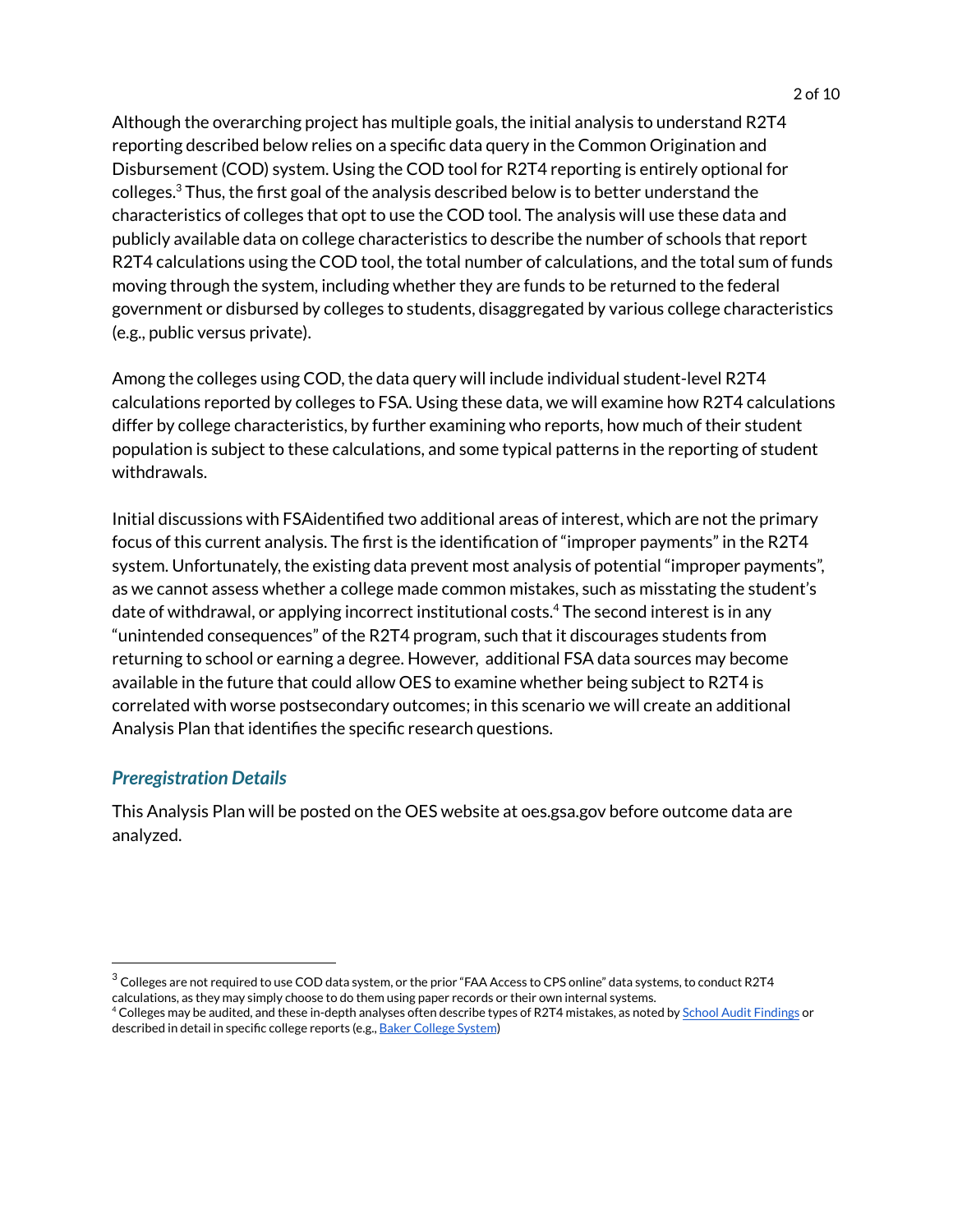Although the overarching project has multiple goals, the initial analysis to understand R2T4 reporting described below relies on a specific data query in the Common Origination and Disbursement (COD) system. Using the COD tool for R2T4 reporting is entirely optional for colleges.[3] Thus, the first goal of the analysis described below is to better understand the characteristics of colleges that opt to use the COD tool. The analysis will use these data and publicly available data on college characteristics to describe the number of schools that report R2T4 calculations using the COD tool, the total number of calculations, and the total sum of funds moving through the system, including whether they are funds to be returned to the federal government or disbursed by colleges to students, disaggregated by various college characteristics (e.g., public versus private).

Among the colleges using COD, the data query will include individual student-level R2T4 calculations reported by colleges to FSA. Using these data, we will examine how R2T4 calculations differ by college characteristics, by further examining who reports, how much of their student population is subject to these calculations, and some typical patterns in the reporting of student withdrawals.

Initial discussions with FSAidentified two additional areas of interest, which are not the primary focus of this current analysis. The first is the identification of "improper payments" in the R2T4 system. Unfortunately, the existing data prevent most analysis of potential "improper payments", as we cannot assess whether a college made common mistakes, such as misstating the student's date of withdrawal, or applying incorrect institutional costs.[4] The second interest is in any "unintended consequences" of the R2T4 program, such that it discourages students from returning to school or earning a degree. However, additional FSA data sources may become available in the future that could allow OES to examine whether being subject to R2T4 is correlated with worse postsecondary outcomes; in this scenario we will create an additional Analysis Plan that identifies the specific research questions.

### *Preregistration Details*

This Analysis Plan will be posted on the OES website at oes.gsa.gov before outcome data are analyzed.

---

[3] Colleges are not required to use COD data system, or the prior "FAA Access to CPS online" data systems, to conduct R2T4 calculations, as they may simply choose to do them using paper records or their own internal systems.

[4] Colleges may be audited, and these in-depth analyses often describe types of R2T4 mistakes, as noted by School Audit Findings or described in detail in specific college reports (e.g., Baker College System)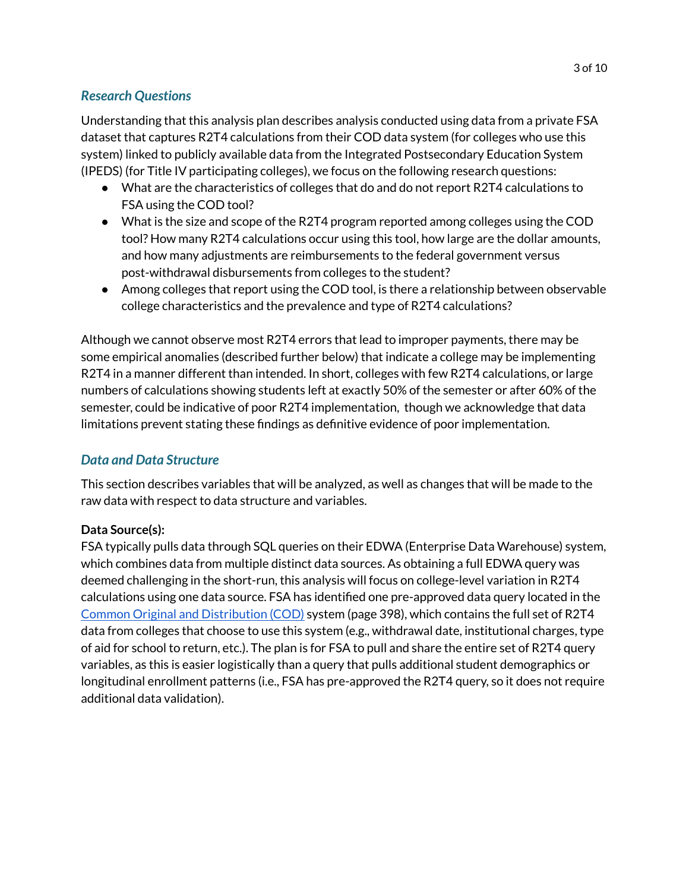### *Research Questions*

Understanding that this analysis plan describes analysis conducted using data from a private FSA dataset that captures R2T4 calculations from their COD data system (for colleges who use this system) linked to publicly available data from the Integrated Postsecondary Education System (IPEDS) (for Title IV participating colleges), we focus on the following research questions:

- What are the characteristics of colleges that do and do not report R2T4 calculations to FSA using the COD tool?
- What is the size and scope of the R2T4 program reported among colleges using the COD tool? How many R2T4 calculations occur using this tool, how large are the dollar amounts, and how many adjustments are reimbursements to the federal government versus post-withdrawal disbursements from colleges to the student?
- Among colleges that report using the COD tool, is there a relationship between observable college characteristics and the prevalence and type of R2T4 calculations?

Although we cannot observe most R2T4 errors that lead to improper payments, there may be some empirical anomalies (described further below) that indicate a college may be implementing R2T4 in a manner different than intended. In short, colleges with few R2T4 calculations, or large numbers of calculations showing students left at exactly 50% of the semester or after 60% of the semester, could be indicative of poor R2T4 implementation, though we acknowledge that data limitations prevent stating these findings as definitive evidence of poor implementation.

### *Data and Data Structure*

This section describes variables that will be analyzed, as well as changes that will be made to the raw data with respect to data structure and variables.

**Data Source(s):**

FSA typically pulls data through SQL queries on their EDWA (Enterprise Data Warehouse) system, which combines data from multiple distinct data sources. As obtaining a full EDWA query was deemed challenging in the short-run, this analysis will focus on college-level variation in R2T4 calculations using one data source. FSA has identified one pre-approved data query located in the Common Original and Distribution (COD) system (page 398), which contains the full set of R2T4 data from colleges that choose to use this system (e.g., withdrawal date, institutional charges, type of aid for school to return, etc.). The plan is for FSA to pull and share the entire set of R2T4 query variables, as this is easier logistically than a query that pulls additional student demographics or longitudinal enrollment patterns (i.e., FSA has pre-approved the R2T4 query, so it does not require additional data validation).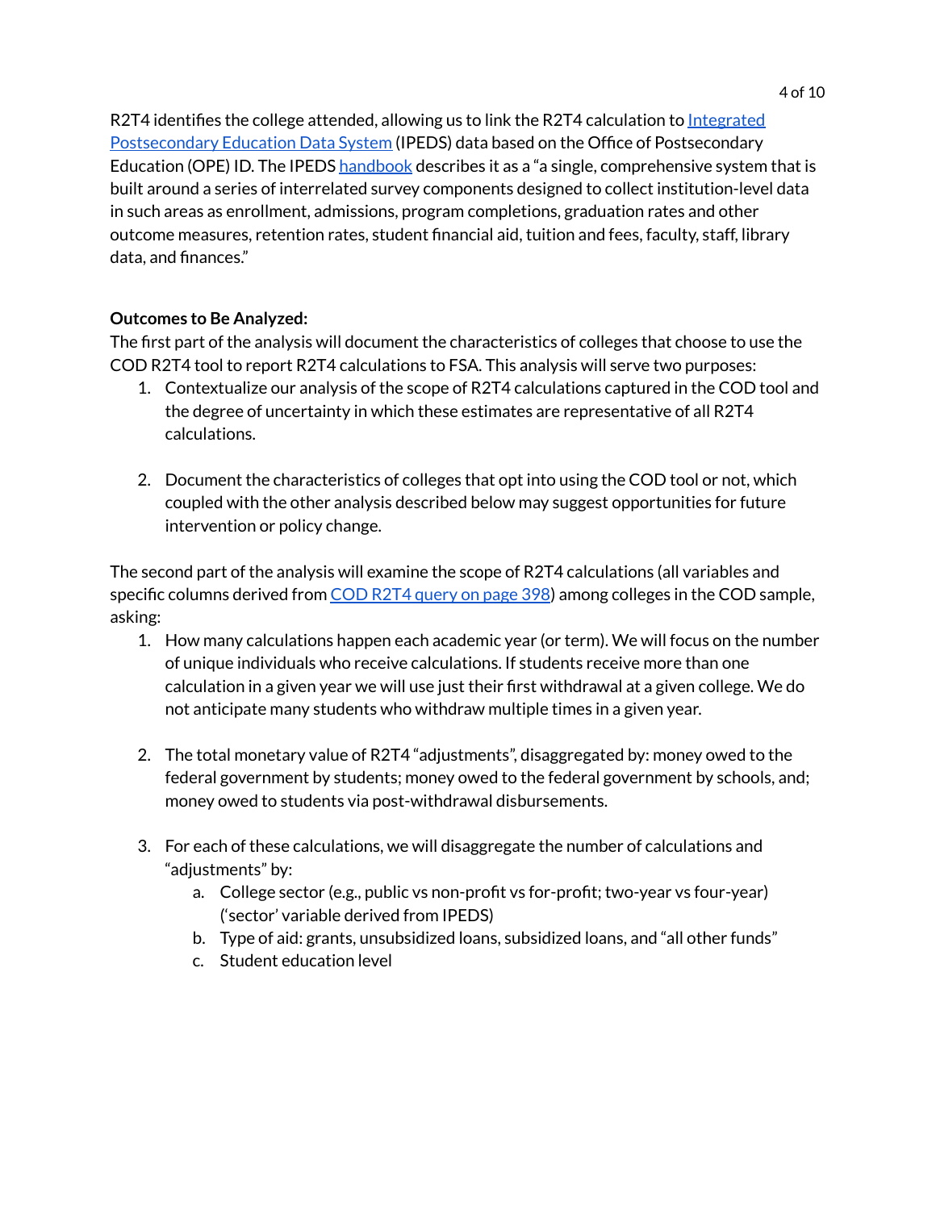R2T4 identifies the college attended, allowing us to link the R2T4 calculation to Integrated Postsecondary Education Data System (IPEDS) data based on the Office of Postsecondary Education (OPE) ID. The IPEDS handbook describes it as a "a single, comprehensive system that is built around a series of interrelated survey components designed to collect institution-level data in such areas as enrollment, admissions, program completions, graduation rates and other outcome measures, retention rates, student financial aid, tuition and fees, faculty, staff, library data, and finances."

**Outcomes to Be Analyzed:**

The first part of the analysis will document the characteristics of colleges that choose to use the COD R2T4 tool to report R2T4 calculations to FSA. This analysis will serve two purposes:

1. Contextualize our analysis of the scope of R2T4 calculations captured in the COD tool and the degree of uncertainty in which these estimates are representative of all R2T4 calculations.

2. Document the characteristics of colleges that opt into using the COD tool or not, which coupled with the other analysis described below may suggest opportunities for future intervention or policy change.

The second part of the analysis will examine the scope of R2T4 calculations (all variables and specific columns derived from COD R2T4 query on page 398) among colleges in the COD sample, asking:

1. How many calculations happen each academic year (or term). We will focus on the number of unique individuals who receive calculations. If students receive more than one calculation in a given year we will use just their first withdrawal at a given college. We do not anticipate many students who withdraw multiple times in a given year.

2. The total monetary value of R2T4 "adjustments", disaggregated by: money owed to the federal government by students; money owed to the federal government by schools, and; money owed to students via post-withdrawal disbursements.

3. For each of these calculations, we will disaggregate the number of calculations and "adjustments" by:
   a. College sector (e.g., public vs non-profit vs for-profit; two-year vs four-year) ('sector' variable derived from IPEDS)
   b. Type of aid: grants, unsubsidized loans, subsidized loans, and "all other funds"
   c. Student education level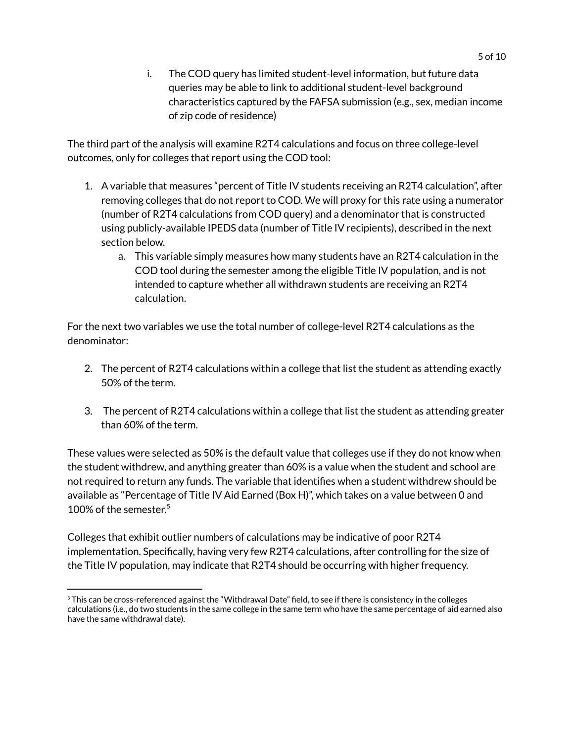i. The COD query has limited student-level information, but future data queries may be able to link to additional student-level background characteristics captured by the FAFSA submission (e.g., sex, median income of zip code of residence)

The third part of the analysis will examine R2T4 calculations and focus on three college-level outcomes, only for colleges that report using the COD tool:

1. A variable that measures "percent of Title IV students receiving an R2T4 calculation", after removing colleges that do not report to COD. We will proxy for this rate using a numerator (number of R2T4 calculations from COD query) and a denominator that is constructed using publicly-available IPEDS data (number of Title IV recipients), described in the next section below.
    a. This variable simply measures how many students have an R2T4 calculation in the COD tool during the semester among the eligible Title IV population, and is not intended to capture whether all withdrawn students are receiving an R2T4 calculation.

For the next two variables we use the total number of college-level R2T4 calculations as the denominator:

2. The percent of R2T4 calculations within a college that list the student as attending exactly 50% of the term.

3. The percent of R2T4 calculations within a college that list the student as attending greater than 60% of the term.

These values were selected as 50% is the default value that colleges use if they do not know when the student withdrew, and anything greater than 60% is a value when the student and school are not required to return any funds. The variable that identifies when a student withdrew should be available as "Percentage of Title IV Aid Earned (Box H)", which takes on a value between 0 and 100% of the semester.[5]

Colleges that exhibit outlier numbers of calculations may be indicative of poor R2T4 implementation. Specifically, having very few R2T4 calculations, after controlling for the size of the Title IV population, may indicate that R2T4 should be occurring with higher frequency.

---

[5] This can be cross-referenced against the "Withdrawal Date" field, to see if there is consistency in the colleges calculations (i.e., do two students in the same college in the same term who have the same percentage of aid earned also have the same withdrawal date).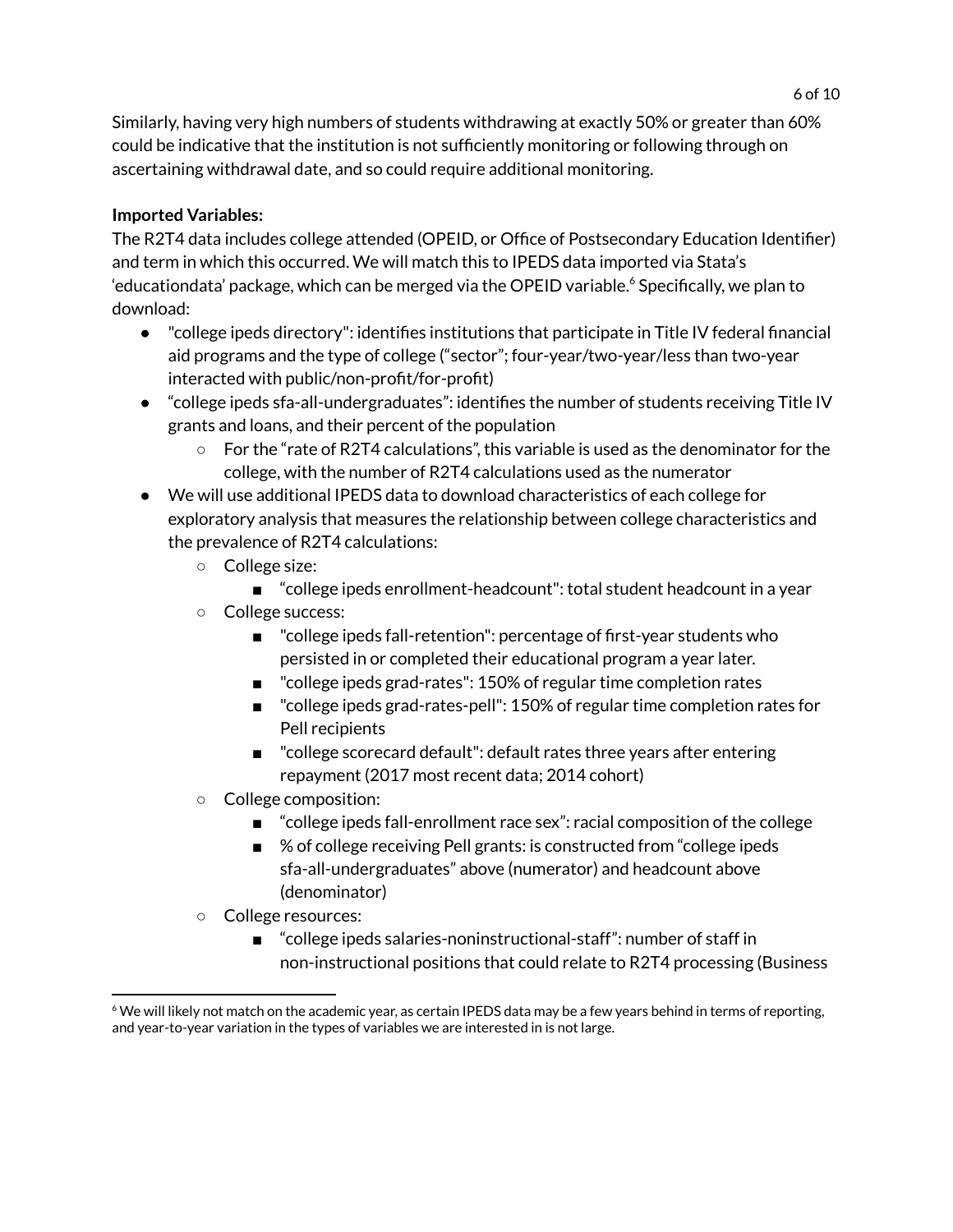Similarly, having very high numbers of students withdrawing at exactly 50% or greater than 60% could be indicative that the institution is not sufficiently monitoring or following through on ascertaining withdrawal date, and so could require additional monitoring.

**Imported Variables:**

The R2T4 data includes college attended (OPEID, or Office of Postsecondary Education Identifier) and term in which this occurred. We will match this to IPEDS data imported via Stata's 'educationdata' package, which can be merged via the OPEID variable.[6] Specifically, we plan to download:

- "college ipeds directory": identifies institutions that participate in Title IV federal financial aid programs and the type of college ("sector"; four-year/two-year/less than two-year interacted with public/non-profit/for-profit)
- "college ipeds sfa-all-undergraduates": identifies the number of students receiving Title IV grants and loans, and their percent of the population
  - For the "rate of R2T4 calculations", this variable is used as the denominator for the college, with the number of R2T4 calculations used as the numerator
- We will use additional IPEDS data to download characteristics of each college for exploratory analysis that measures the relationship between college characteristics and the prevalence of R2T4 calculations:
  - College size:
    - "college ipeds enrollment-headcount": total student headcount in a year
  - College success:
    - "college ipeds fall-retention": percentage of first-year students who persisted in or completed their educational program a year later.
    - "college ipeds grad-rates": 150% of regular time completion rates
    - "college ipeds grad-rates-pell": 150% of regular time completion rates for Pell recipients
    - "college scorecard default": default rates three years after entering repayment (2017 most recent data; 2014 cohort)
  - College composition:
    - "college ipeds fall-enrollment race sex": racial composition of the college
    - % of college receiving Pell grants: is constructed from "college ipeds sfa-all-undergraduates" above (numerator) and headcount above (denominator)
  - College resources:
    - "college ipeds salaries-noninstructional-staff": number of staff in non-instructional positions that could relate to R2T4 processing (Business

[6] We will likely not match on the academic year, as certain IPEDS data may be a few years behind in terms of reporting, and year-to-year variation in the types of variables we are interested in is not large.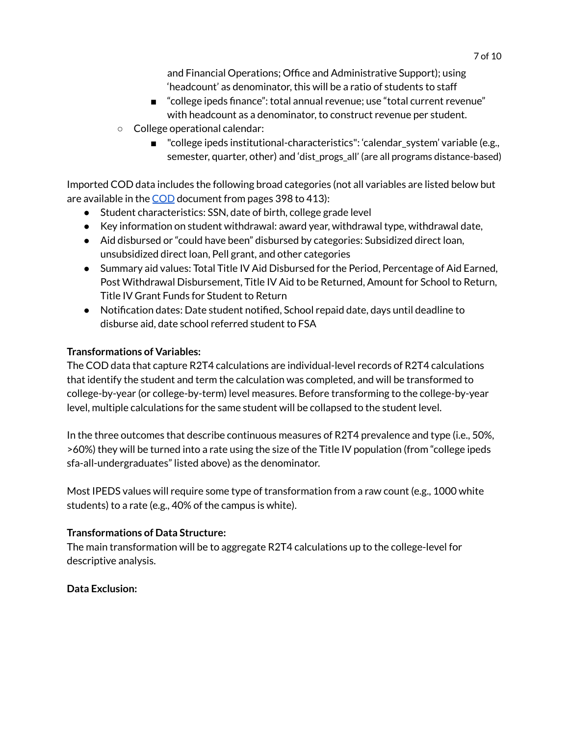and Financial Operations; Office and Administrative Support); using 'headcount' as denominator, this will be a ratio of students to staff
    - "college ipeds finance": total annual revenue; use "total current revenue" with headcount as a denominator, to construct revenue per student.
- College operational calendar:
    - "college ipeds institutional-characteristics": 'calendar_system' variable (e.g., semester, quarter, other) and 'dist_progs_all' (are all programs distance-based)

Imported COD data includes the following broad categories (not all variables are listed below but are available in the COD document from pages 398 to 413):

- Student characteristics: SSN, date of birth, college grade level
- Key information on student withdrawal: award year, withdrawal type, withdrawal date,
- Aid disbursed or "could have been" disbursed by categories: Subsidized direct loan, unsubsidized direct loan, Pell grant, and other categories
- Summary aid values: Total Title IV Aid Disbursed for the Period, Percentage of Aid Earned, Post Withdrawal Disbursement, Title IV Aid to be Returned, Amount for School to Return, Title IV Grant Funds for Student to Return
- Notification dates: Date student notified, School repaid date, days until deadline to disburse aid, date school referred student to FSA

**Transformations of Variables:**

The COD data that capture R2T4 calculations are individual-level records of R2T4 calculations that identify the student and term the calculation was completed, and will be transformed to college-by-year (or college-by-term) level measures. Before transforming to the college-by-year level, multiple calculations for the same student will be collapsed to the student level.

In the three outcomes that describe continuous measures of R2T4 prevalence and type (i.e., 50%, >60%) they will be turned into a rate using the size of the Title IV population (from "college ipeds sfa-all-undergraduates" listed above) as the denominator.

Most IPEDS values will require some type of transformation from a raw count (e.g., 1000 white students) to a rate (e.g., 40% of the campus is white).

**Transformations of Data Structure:**

The main transformation will be to aggregate R2T4 calculations up to the college-level for descriptive analysis.

**Data Exclusion:**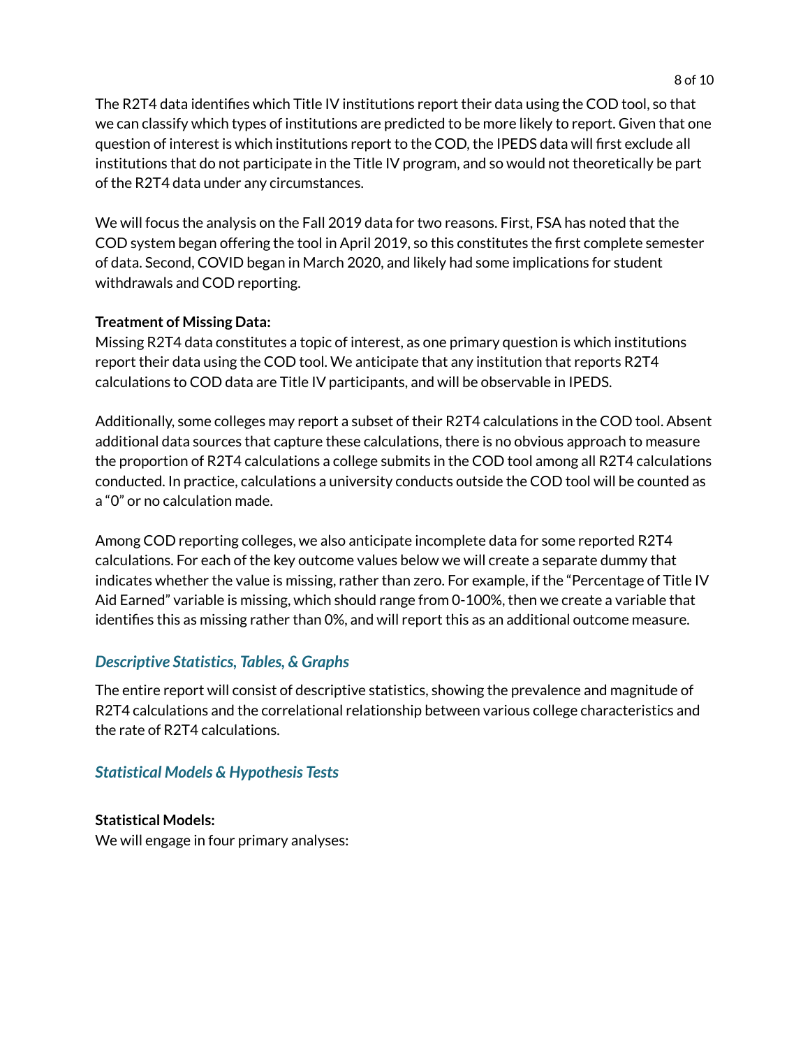The R2T4 data identifies which Title IV institutions report their data using the COD tool, so that we can classify which types of institutions are predicted to be more likely to report. Given that one question of interest is which institutions report to the COD, the IPEDS data will first exclude all institutions that do not participate in the Title IV program, and so would not theoretically be part of the R2T4 data under any circumstances.

We will focus the analysis on the Fall 2019 data for two reasons. First, FSA has noted that the COD system began offering the tool in April 2019, so this constitutes the first complete semester of data. Second, COVID began in March 2020, and likely had some implications for student withdrawals and COD reporting.

**Treatment of Missing Data:**
Missing R2T4 data constitutes a topic of interest, as one primary question is which institutions report their data using the COD tool. We anticipate that any institution that reports R2T4 calculations to COD data are Title IV participants, and will be observable in IPEDS.

Additionally, some colleges may report a subset of their R2T4 calculations in the COD tool. Absent additional data sources that capture these calculations, there is no obvious approach to measure the proportion of R2T4 calculations a college submits in the COD tool among all R2T4 calculations conducted. In practice, calculations a university conducts outside the COD tool will be counted as a "0" or no calculation made.

Among COD reporting colleges, we also anticipate incomplete data for some reported R2T4 calculations. For each of the key outcome values below we will create a separate dummy that indicates whether the value is missing, rather than zero. For example, if the "Percentage of Title IV Aid Earned" variable is missing, which should range from 0-100%, then we create a variable that identifies this as missing rather than 0%, and will report this as an additional outcome measure.

## *Descriptive Statistics, Tables, & Graphs*

The entire report will consist of descriptive statistics, showing the prevalence and magnitude of R2T4 calculations and the correlational relationship between various college characteristics and the rate of R2T4 calculations.

## *Statistical Models & Hypothesis Tests*

**Statistical Models:**
We will engage in four primary analyses: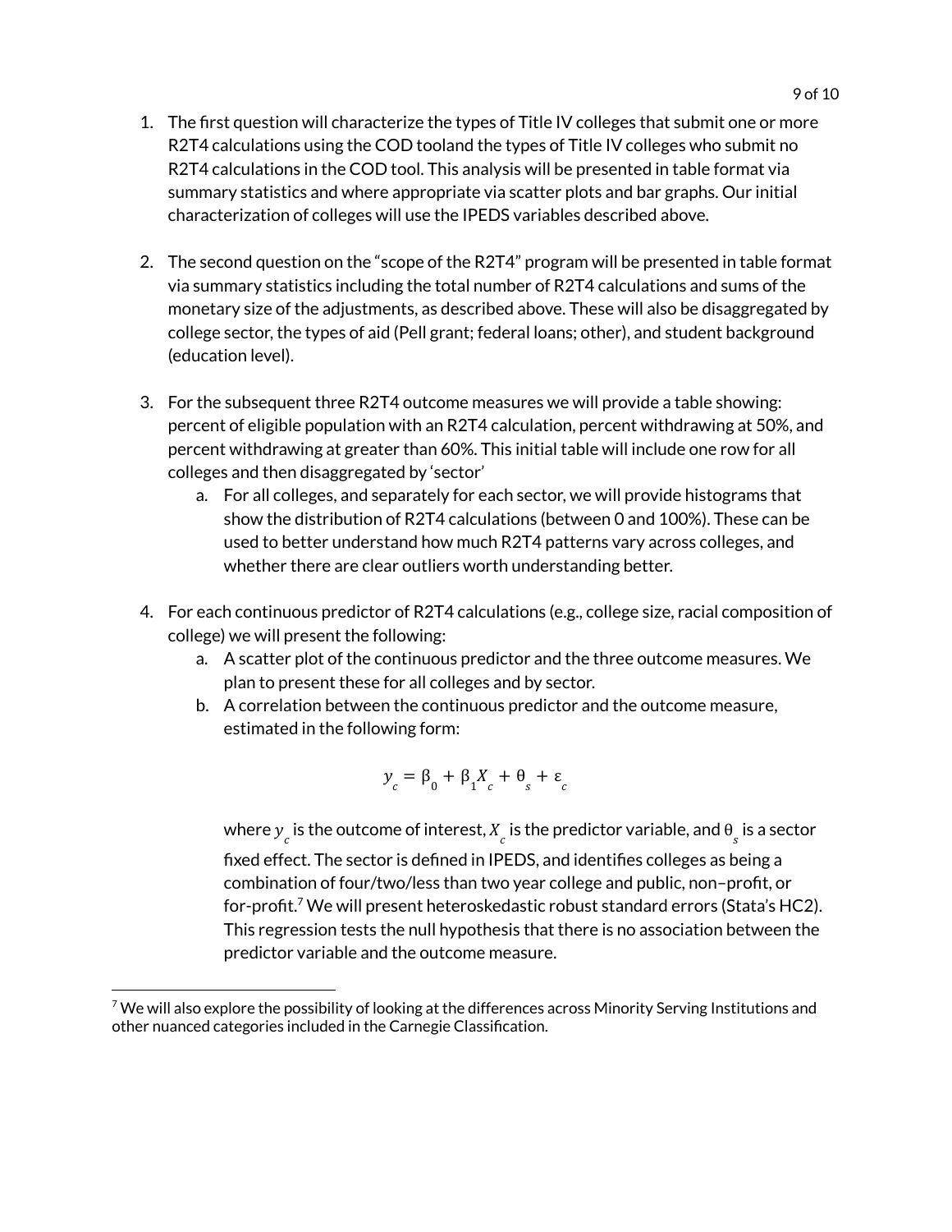1. The first question will characterize the types of Title IV colleges that submit one or more R2T4 calculations using the COD tooland the types of Title IV colleges who submit no R2T4 calculations in the COD tool. This analysis will be presented in table format via summary statistics and where appropriate via scatter plots and bar graphs. Our initial characterization of colleges will use the IPEDS variables described above.

2. The second question on the "scope of the R2T4" program will be presented in table format via summary statistics including the total number of R2T4 calculations and sums of the monetary size of the adjustments, as described above. These will also be disaggregated by college sector, the types of aid (Pell grant; federal loans; other), and student background (education level).

3. For the subsequent three R2T4 outcome measures we will provide a table showing: percent of eligible population with an R2T4 calculation, percent withdrawing at 50%, and percent withdrawing at greater than 60%. This initial table will include one row for all colleges and then disaggregated by 'sector'
   a. For all colleges, and separately for each sector, we will provide histograms that show the distribution of R2T4 calculations (between 0 and 100%). These can be used to better understand how much R2T4 patterns vary across colleges, and whether there are clear outliers worth understanding better.

4. For each continuous predictor of R2T4 calculations (e.g., college size, racial composition of college) we will present the following:
   a. A scatter plot of the continuous predictor and the three outcome measures. We plan to present these for all colleges and by sector.
   b. A correlation between the continuous predictor and the outcome measure, estimated in the following form:

   $$y_c = \beta_0 + \beta_1 X_c + \theta_s + \varepsilon_c$$

   where $y_c$ is the outcome of interest, $X_c$ is the predictor variable, and $\theta_s$ is a sector fixed effect. The sector is defined in IPEDS, and identifies colleges as being a combination of four/two/less than two year college and public, non–profit, or for-profit.[7] We will present heteroskedastic robust standard errors (Stata's HC2). This regression tests the null hypothesis that there is no association between the predictor variable and the outcome measure.

[7] We will also explore the possibility of looking at the differences across Minority Serving Institutions and other nuanced categories included in the Carnegie Classification.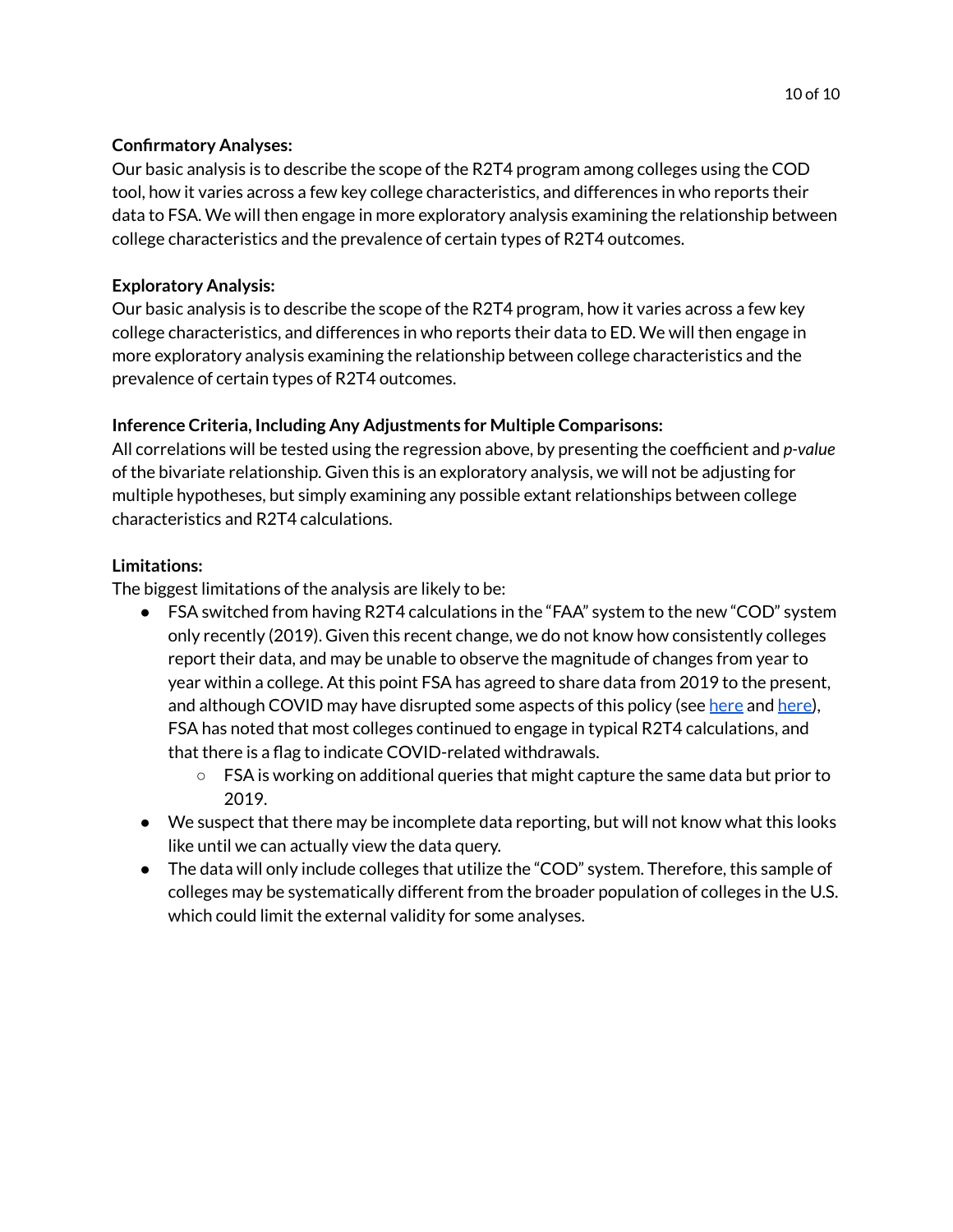**Confirmatory Analyses:**

Our basic analysis is to describe the scope of the R2T4 program among colleges using the COD tool, how it varies across a few key college characteristics, and differences in who reports their data to FSA. We will then engage in more exploratory analysis examining the relationship between college characteristics and the prevalence of certain types of R2T4 outcomes.

**Exploratory Analysis:**

Our basic analysis is to describe the scope of the R2T4 program, how it varies across a few key college characteristics, and differences in who reports their data to ED. We will then engage in more exploratory analysis examining the relationship between college characteristics and the prevalence of certain types of R2T4 outcomes.

**Inference Criteria, Including Any Adjustments for Multiple Comparisons:**

All correlations will be tested using the regression above, by presenting the coefficient and *p-value* of the bivariate relationship. Given this is an exploratory analysis, we will not be adjusting for multiple hypotheses, but simply examining any possible extant relationships between college characteristics and R2T4 calculations.

**Limitations:**

The biggest limitations of the analysis are likely to be:

- FSA switched from having R2T4 calculations in the "FAA" system to the new "COD" system only recently (2019). Given this recent change, we do not know how consistently colleges report their data, and may be unable to observe the magnitude of changes from year to year within a college. At this point FSA has agreed to share data from 2019 to the present, and although COVID may have disrupted some aspects of this policy (see here and here), FSA has noted that most colleges continued to engage in typical R2T4 calculations, and that there is a flag to indicate COVID-related withdrawals.
    - FSA is working on additional queries that might capture the same data but prior to 2019.
- We suspect that there may be incomplete data reporting, but will not know what this looks like until we can actually view the data query.
- The data will only include colleges that utilize the "COD" system. Therefore, this sample of colleges may be systematically different from the broader population of colleges in the U.S. which could limit the external validity for some analyses.